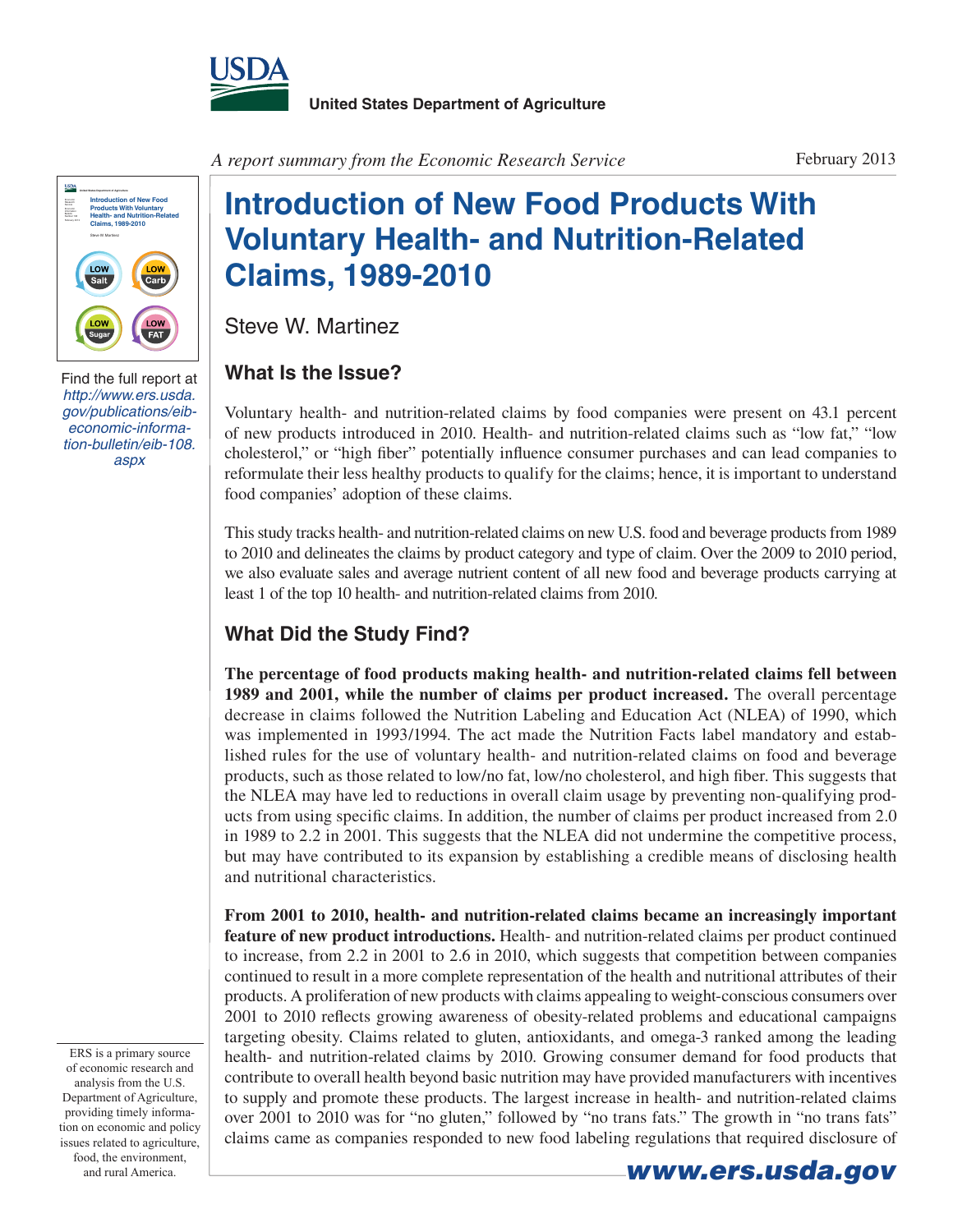United States Department of Agriculture

*A report summary from the Economic Research Service*

February 2013

# Introduction of New Food Products With Voluntary Health- and Nutrition-Related Claims, 1989-2010

Steve W. Martinez

Find the full report at *http://www.ers.usda.gov/publications/eib-economic-information-bulletin/eib-108.aspx*

## What Is the Issue?

Voluntary health- and nutrition-related claims by food companies were present on 43.1 percent of new products introduced in 2010. Health- and nutrition-related claims such as "low fat," "low cholesterol," or "high fiber" potentially influence consumer purchases and can lead companies to reformulate their less healthy products to qualify for the claims; hence, it is important to understand food companies' adoption of these claims.

This study tracks health- and nutrition-related claims on new U.S. food and beverage products from 1989 to 2010 and delineates the claims by product category and type of claim. Over the 2009 to 2010 period, we also evaluate sales and average nutrient content of all new food and beverage products carrying at least 1 of the top 10 health- and nutrition-related claims from 2010.

## What Did the Study Find?

**The percentage of food products making health- and nutrition-related claims fell between 1989 and 2001, while the number of claims per product increased.** The overall percentage decrease in claims followed the Nutrition Labeling and Education Act (NLEA) of 1990, which was implemented in 1993/1994. The act made the Nutrition Facts label mandatory and established rules for the use of voluntary health- and nutrition-related claims on food and beverage products, such as those related to low/no fat, low/no cholesterol, and high fiber. This suggests that the NLEA may have led to reductions in overall claim usage by preventing non-qualifying products from using specific claims. In addition, the number of claims per product increased from 2.0 in 1989 to 2.2 in 2001. This suggests that the NLEA did not undermine the competitive process, but may have contributed to its expansion by establishing a credible means of disclosing health and nutritional characteristics.

**From 2001 to 2010, health- and nutrition-related claims became an increasingly important feature of new product introductions.** Health- and nutrition-related claims per product continued to increase, from 2.2 in 2001 to 2.6 in 2010, which suggests that competition between companies continued to result in a more complete representation of the health and nutritional attributes of their products. A proliferation of new products with claims appealing to weight-conscious consumers over 2001 to 2010 reflects growing awareness of obesity-related problems and educational campaigns targeting obesity. Claims related to gluten, antioxidants, and omega-3 ranked among the leading health- and nutrition-related claims by 2010. Growing consumer demand for food products that contribute to overall health beyond basic nutrition may have provided manufacturers with incentives to supply and promote these products. The largest increase in health- and nutrition-related claims over 2001 to 2010 was for "no gluten," followed by "no trans fats." The growth in "no trans fats" claims came as companies responded to new food labeling regulations that required disclosure of

ERS is a primary source of economic research and analysis from the U.S. Department of Agriculture, providing timely information on economic and policy issues related to agriculture, food, the environment, and rural America.

www.ers.usda.gov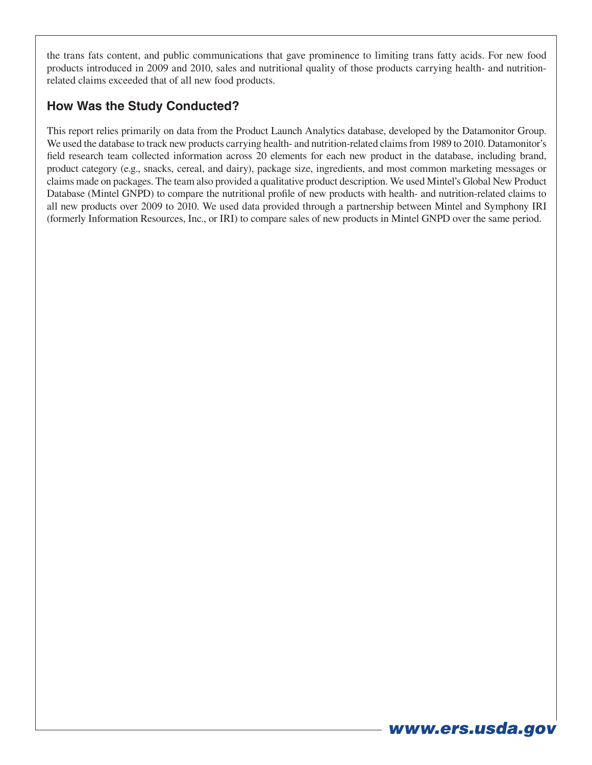the trans fats content, and public communications that gave prominence to limiting trans fatty acids. For new food products introduced in 2009 and 2010, sales and nutritional quality of those products carrying health- and nutrition-related claims exceeded that of all new food products.

## How Was the Study Conducted?

This report relies primarily on data from the Product Launch Analytics database, developed by the Datamonitor Group. We used the database to track new products carrying health- and nutrition-related claims from 1989 to 2010. Datamonitor's field research team collected information across 20 elements for each new product in the database, including brand, product category (e.g., snacks, cereal, and dairy), package size, ingredients, and most common marketing messages or claims made on packages. The team also provided a qualitative product description. We used Mintel's Global New Product Database (Mintel GNPD) to compare the nutritional profile of new products with health- and nutrition-related claims to all new products over 2009 to 2010. We used data provided through a partnership between Mintel and Symphony IRI (formerly Information Resources, Inc., or IRI) to compare sales of new products in Mintel GNPD over the same period.